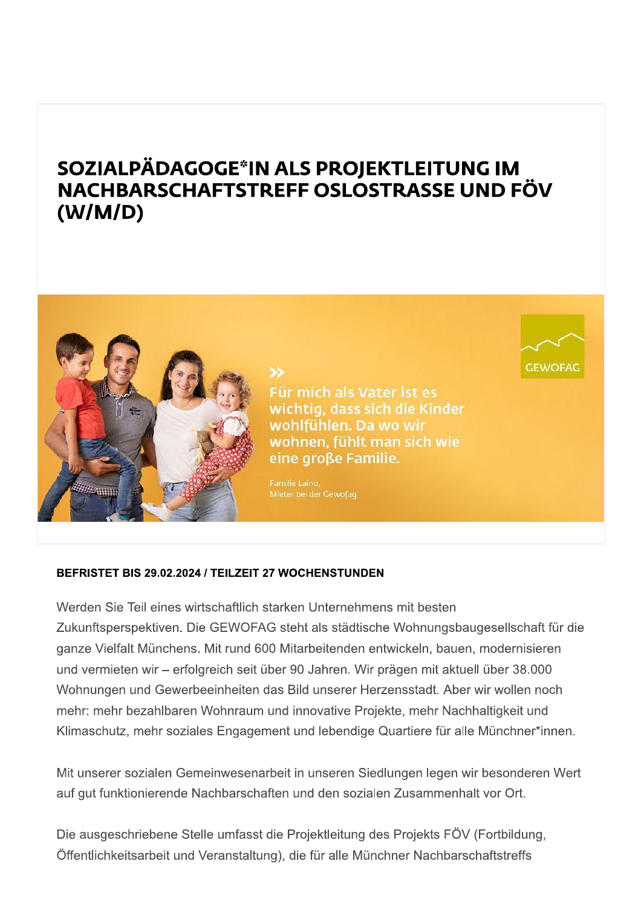# SOZIALPÄDAGOGE*IN ALS PROJEKTLEITUNG IM NACHBARSCHAFTSTREFF OSLOSTRASSE UND FÖV (W/M/D)

**BEFRISTET BIS 29.02.2024 / TEILZEIT 27 WOCHENSTUNDEN**

Werden Sie Teil eines wirtschaftlich starken Unternehmens mit besten Zukunftsperspektiven. Die GEWOFAG steht als städtische Wohnungsbaugesellschaft für die ganze Vielfalt Münchens. Mit rund 600 Mitarbeitenden entwickeln, bauen, modernisieren und vermieten wir – erfolgreich seit über 90 Jahren. Wir prägen mit aktuell über 38.000 Wohnungen und Gewerbeeinheiten das Bild unserer Herzensstadt. Aber wir wollen noch mehr: mehr bezahlbaren Wohnraum und innovative Projekte, mehr Nachhaltigkeit und Klimaschutz, mehr soziales Engagement und lebendige Quartiere für alle Münchner*innen.

Mit unserer sozialen Gemeinwesenarbeit in unseren Siedlungen legen wir besonderen Wert auf gut funktionierende Nachbarschaften und den sozialen Zusammenhalt vor Ort.

Die ausgeschriebene Stelle umfasst die Projektleitung des Projekts FÖV (Fortbildung, Öffentlichkeitsarbeit und Veranstaltung), die für alle Münchner Nachbarschaftstreffs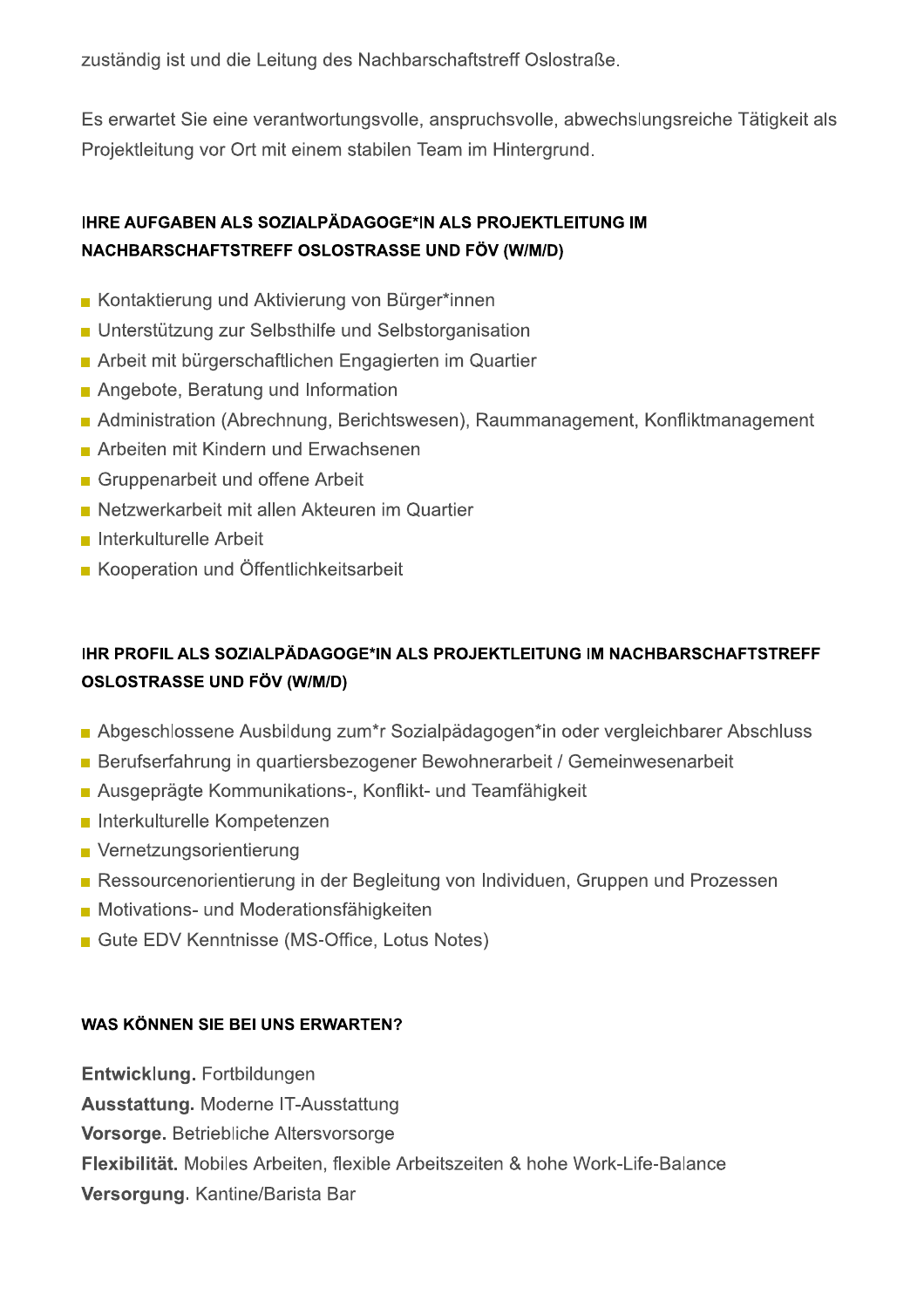zuständig ist und die Leitung des Nachbarschaftstreff Oslostraße.

Es erwartet Sie eine verantwortungsvolle, anspruchsvolle, abwechslungsreiche Tätigkeit als Projektleitung vor Ort mit einem stabilen Team im Hintergrund.

### IHRE AUFGABEN ALS SOZIALPÄDAGOGE*IN ALS PROJEKTLEITUNG IM NACHBARSCHAFTSTREFF OSLOSTRASSE UND FÖV (W/M/D)

- Kontaktierung und Aktivierung von Bürger*innen
- Unterstützung zur Selbsthilfe und Selbstorganisation
- Arbeit mit bürgerschaftlichen Engagierten im Quartier
- Angebote, Beratung und Information
- Administration (Abrechnung, Berichtswesen), Raummanagement, Konfliktmanagement
- Arbeiten mit Kindern und Erwachsenen
- Gruppenarbeit und offene Arbeit
- Netzwerkarbeit mit allen Akteuren im Quartier
- Interkulturelle Arbeit
- Kooperation und Öffentlichkeitsarbeit

### IHR PROFIL ALS SOZIALPÄDAGOGE*IN ALS PROJEKTLEITUNG IM NACHBARSCHAFTSTREFF OSLOSTRASSE UND FÖV (W/M/D)

- Abgeschlossene Ausbildung zum*r Sozialpädagogen*in oder vergleichbarer Abschluss
- Berufserfahrung in quartiersbezogener Bewohnerarbeit / Gemeinwesenarbeit
- Ausgeprägte Kommunikations-, Konflikt- und Teamfähigkeit
- Interkulturelle Kompetenzen
- Vernetzungsorientierung
- Ressourcenorientierung in der Begleitung von Individuen, Gruppen und Prozessen
- Motivations- und Moderationsfähigkeiten
- Gute EDV Kenntnisse (MS-Office, Lotus Notes)

### WAS KÖNNEN SIE BEI UNS ERWARTEN?

**Entwicklung.** Fortbildungen
**Ausstattung.** Moderne IT-Ausstattung
**Vorsorge.** Betriebliche Altersvorsorge
**Flexibilität.** Mobiles Arbeiten, flexible Arbeitszeiten & hohe Work-Life-Balance
**Versorgung**. Kantine/Barista Bar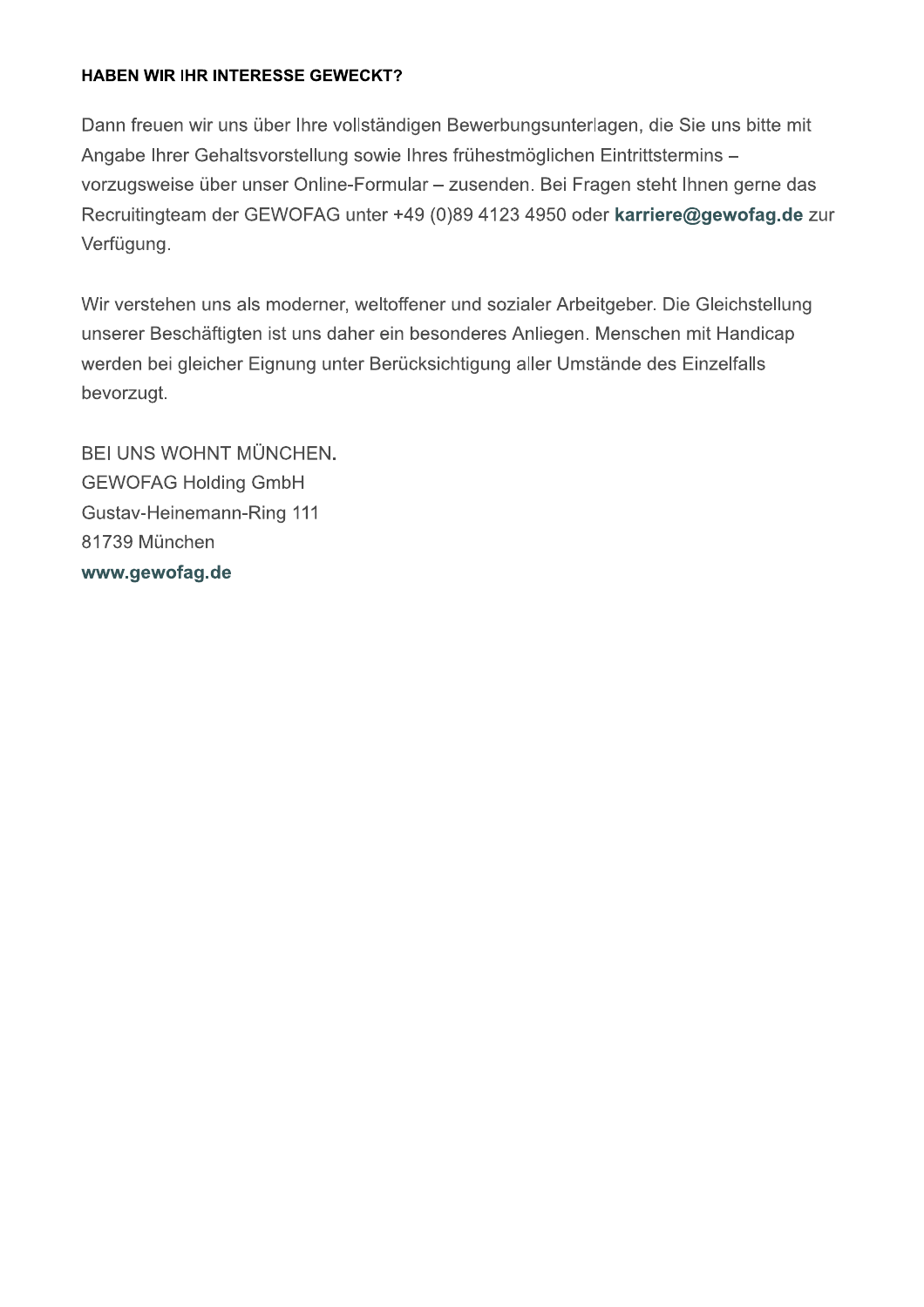### HABEN WIR IHR INTERESSE GEWECKT?

Dann freuen wir uns über Ihre vollständigen Bewerbungsunterlagen, die Sie uns bitte mit Angabe Ihrer Gehaltsvorstellung sowie Ihres frühestmöglichen Eintrittstermins – vorzugsweise über unser Online-Formular – zusenden. Bei Fragen steht Ihnen gerne das Recruitingteam der GEWOFAG unter +49 (0)89 4123 4950 oder **karriere@gewofag.de** zur Verfügung.

Wir verstehen uns als moderner, weltoffener und sozialer Arbeitgeber. Die Gleichstellung unserer Beschäftigten ist uns daher ein besonderes Anliegen. Menschen mit Handicap werden bei gleicher Eignung unter Berücksichtigung aller Umstände des Einzelfalls bevorzugt.

BEI UNS WOHNT MÜNCHEN.
GEWOFAG Holding GmbH
Gustav-Heinemann-Ring 111
81739 München
**www.gewofag.de**